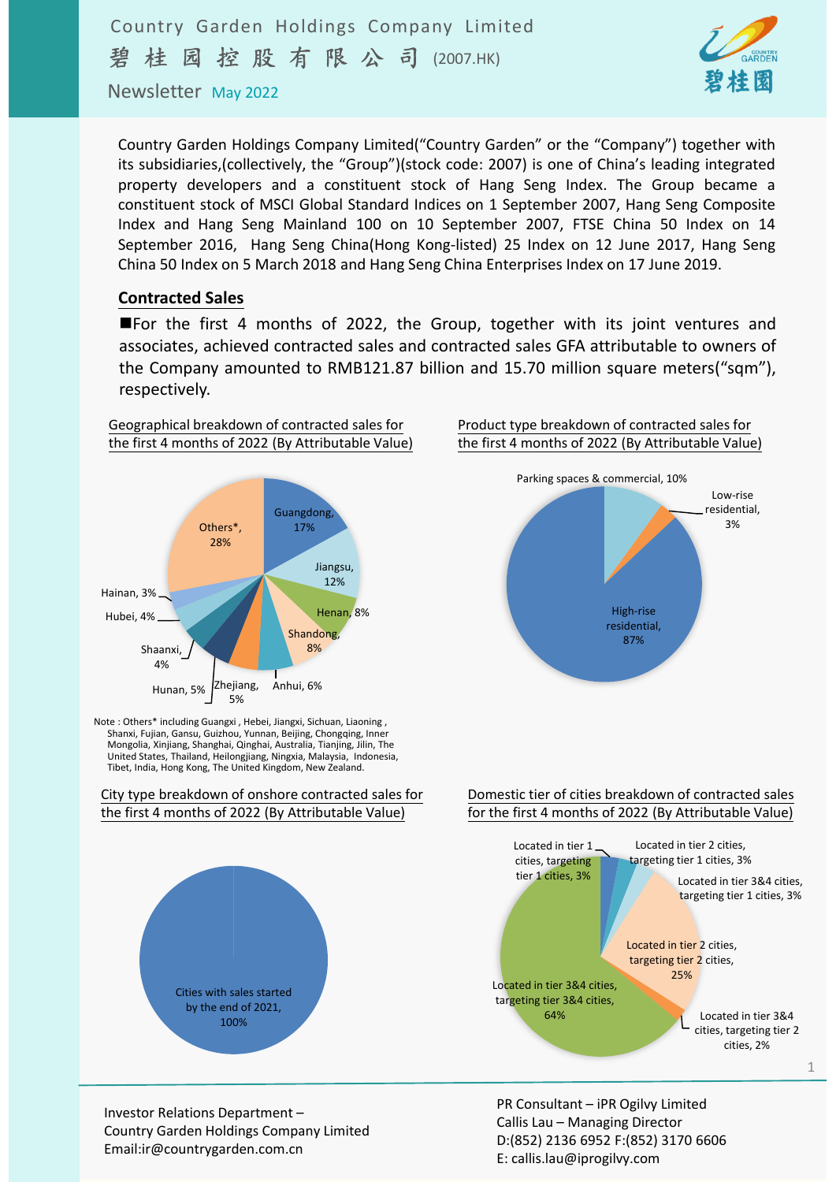# Country Garden Holdings Company Limited

# 碧桂园控股有限公司 (2007.HK)

Newsletter May 2022

Country Garden Holdings Company Limited("Country Garden" or the "Company") together with its subsidiaries,(collectively, the "Group")(stock code: 2007) is one of China's leading integrated property developers and a constituent stock of Hang Seng Index. The Group became a constituent stock of MSCI Global Standard Indices on 1 September 2007, Hang Seng Composite Index and Hang Seng Mainland 100 on 10 September 2007, FTSE China 50 Index on 14 September 2016, Hang Seng China(Hong Kong-listed) 25 Index on 12 June 2017, Hang Seng China 50 Index on 5 March 2018 and Hang Seng China Enterprises Index on 17 June 2019.

## Contracted Sales

■For the first 4 months of 2022, the Group, together with its joint ventures and associates, achieved contracted sales and contracted sales GFA attributable to owners of the Company amounted to RMB121.87 billion and 15.70 million square meters("sqm"), respectively.

**Geographical breakdown of contracted sales for the first 4 months of 2022 (By Attributable Value)**

| Region | Share |
|---|---|
| Guangdong | 17% |
| Jiangsu | 12% |
| Henan | 8% |
| Shandong | 8% |
| Anhui | 6% |
| Zhejiang | 5% |
| Hunan | 5% |
| Shaanxi | 4% |
| Hubei | 4% |
| Hainan | 3% |
| Others* | 28% |

Note : Others* including Guangxi , Hebei, Jiangxi, Sichuan, Liaoning , Shanxi, Fujian, Gansu, Guizhou, Yunnan, Beijing, Chongqing, Inner Mongolia, Xinjiang, Shanghai, Qinghai, Australia, Tianjing, Jilin, The United States, Thailand, Heilongjiang, Ningxia, Malaysia, Indonesia, Tibet, India, Hong Kong, The United Kingdom, New Zealand.

**Product type breakdown of contracted sales for the first 4 months of 2022 (By Attributable Value)**

| Product type | Share |
|---|---|
| High-rise residential | 87% |
| Parking spaces & commercial | 10% |
| Low-rise residential | 3% |

**City type breakdown of onshore contracted sales for the first 4 months of 2022 (By Attributable Value)**

| City type | Share |
|---|---|
| Cities with sales started by the end of 2021 | 100% |

**Domestic tier of cities breakdown of contracted sales for the first 4 months of 2022 (By Attributable Value)**

| Category | Share |
|---|---|
| Located in tier 1 cities, targeting tier 1 cities | 3% |
| Located in tier 2 cities, targeting tier 1 cities | 3% |
| Located in tier 3&4 cities, targeting tier 1 cities | 3% |
| Located in tier 2 cities, targeting tier 2 cities | 25% |
| Located in tier 3&4 cities, targeting tier 2 cities | 2% |
| Located in tier 3&4 cities, targeting tier 3&4 cities | 64% |

Investor Relations Department –
Country Garden Holdings Company Limited
Email:ir@countrygarden.com.cn

PR Consultant – iPR Ogilvy Limited
Callis Lau – Managing Director
D:(852) 2136 6952 F:(852) 3170 6606
E: callis.lau@iprogilvy.com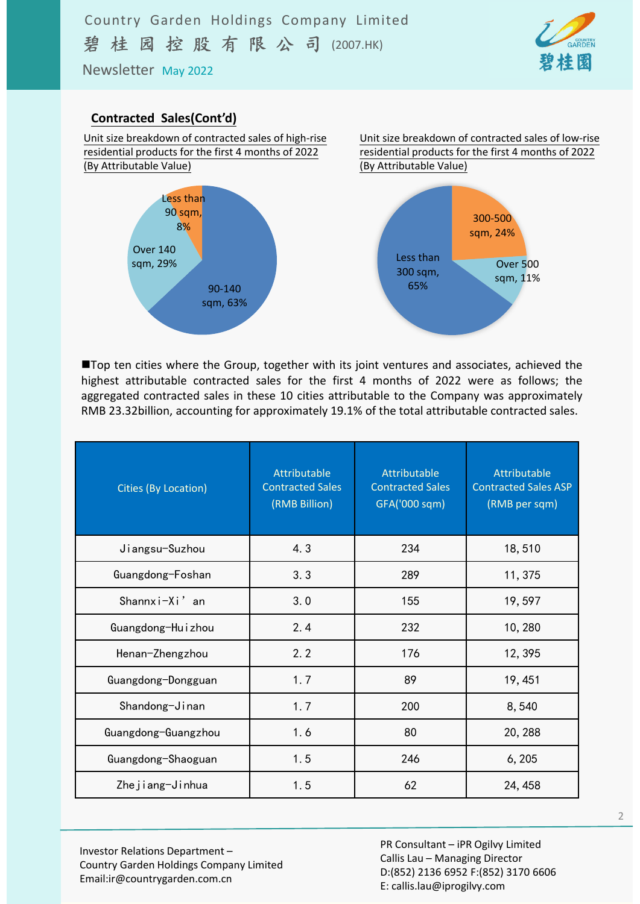## Contracted Sales(Cont'd)

Unit size breakdown of contracted sales of high-rise residential products for the first 4 months of 2022 (By Attributable Value)

- Less than 90 sqm, 8%
- 90-140 sqm, 63%
- Over 140 sqm, 29%

Unit size breakdown of contracted sales of low-rise residential products for the first 4 months of 2022 (By Attributable Value)

- Less than 300 sqm, 65%
- 300-500 sqm, 24%
- Over 500 sqm, 11%

■Top ten cities where the Group, together with its joint ventures and associates, achieved the highest attributable contracted sales for the first 4 months of 2022 were as follows; the aggregated contracted sales in these 10 cities attributable to the Company was approximately RMB 23.32billion, accounting for approximately 19.1% of the total attributable contracted sales.

| Cities (By Location) | Attributable Contracted Sales (RMB Billion) | Attributable Contracted Sales GFA('000 sqm) | Attributable Contracted Sales ASP (RMB per sqm) |
|---|---|---|---|
| Jiangsu-Suzhou | 4.3 | 234 | 18,510 |
| Guangdong-Foshan | 3.3 | 289 | 11,375 |
| Shannxi-Xi'an | 3.0 | 155 | 19,597 |
| Guangdong-Huizhou | 2.4 | 232 | 10,280 |
| Henan-Zhengzhou | 2.2 | 176 | 12,395 |
| Guangdong-Dongguan | 1.7 | 89 | 19,451 |
| Shandong-Jinan | 1.7 | 200 | 8,540 |
| Guangdong-Guangzhou | 1.6 | 80 | 20,288 |
| Guangdong-Shaoguan | 1.5 | 246 | 6,205 |
| Zhejiang-Jinhua | 1.5 | 62 | 24,458 |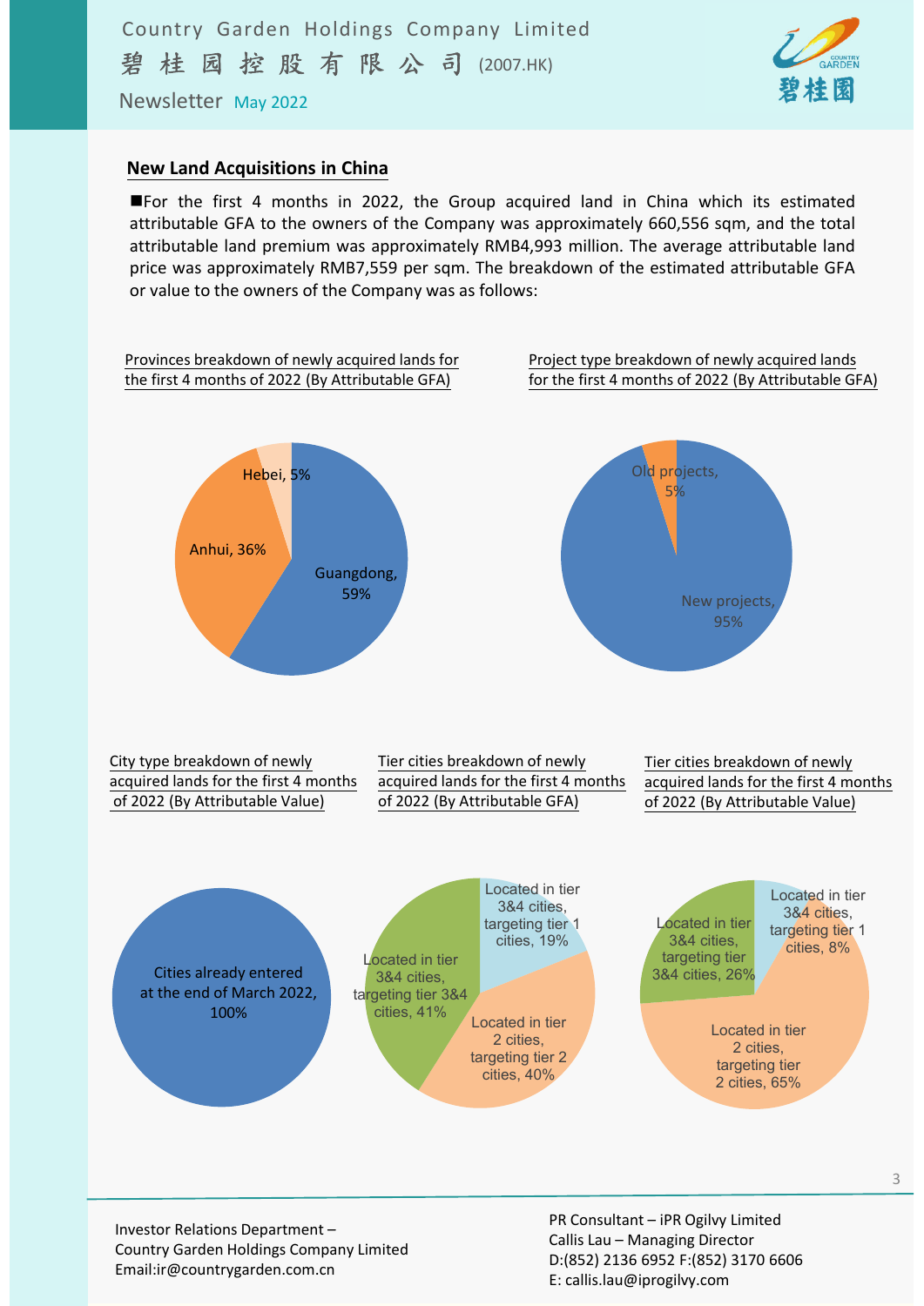## New Land Acquisitions in China

■For the first 4 months in 2022, the Group acquired land in China which its estimated attributable GFA to the owners of the Company was approximately 660,556 sqm, and the total attributable land premium was approximately RMB4,993 million. The average attributable land price was approximately RMB7,559 per sqm. The breakdown of the estimated attributable GFA or value to the owners of the Company was as follows:

Provinces breakdown of newly acquired lands for the first 4 months of 2022 (By Attributable GFA)

- Guangdong, 59%
- Anhui, 36%
- Hebei, 5%

Project type breakdown of newly acquired lands for the first 4 months of 2022 (By Attributable GFA)

- New projects, 95%
- Old projects, 5%

City type breakdown of newly acquired lands for the first 4 months of 2022 (By Attributable Value)

- Cities already entered at the end of March 2022, 100%

Tier cities breakdown of newly acquired lands for the first 4 months of 2022 (By Attributable GFA)

- Located in tier 3&4 cities, targeting tier 1 cities, 19%
- Located in tier 2 cities, targeting tier 2 cities, 40%
- Located in tier 3&4 cities, targeting tier 3&4 cities, 41%

Tier cities breakdown of newly acquired lands for the first 4 months of 2022 (By Attributable Value)

- Located in tier 3&4 cities, targeting tier 1 cities, 8%
- Located in tier 2 cities, targeting tier 2 cities, 65%
- Located in tier 3&4 cities, targeting tier 3&4 cities, 26%

Investor Relations Department –
Country Garden Holdings Company Limited
Email:ir@countrygarden.com.cn

PR Consultant – iPR Ogilvy Limited
Callis Lau – Managing Director
D:(852) 2136 6952 F:(852) 3170 6606
E: callis.lau@iprogilvy.com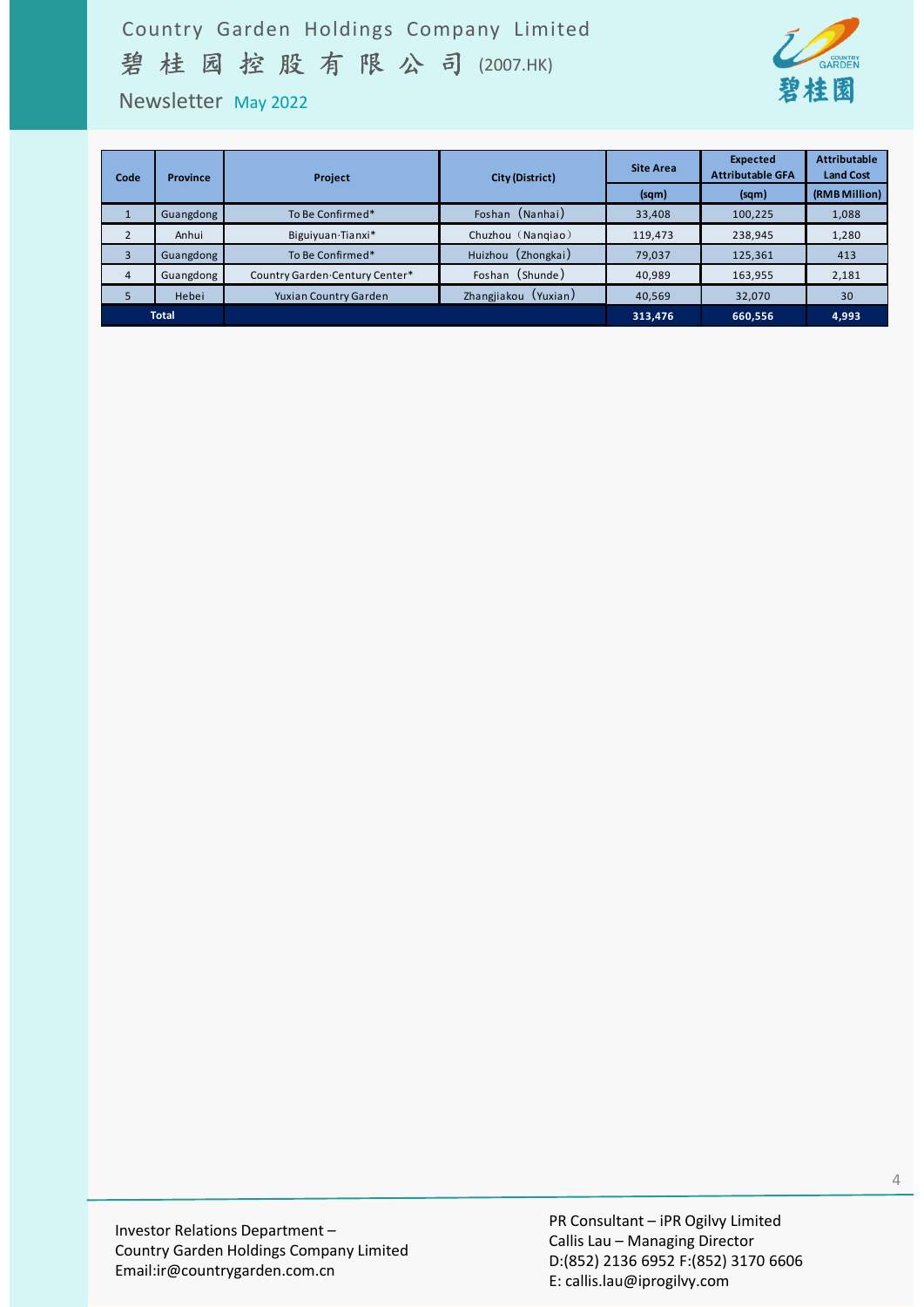| Code | Province | Project | City (District) | Site Area (sqm) | Expected Attributable GFA (sqm) | Attributable Land Cost (RMB Million) |
|---|---|---|---|---|---|---|
| 1 | Guangdong | To Be Confirmed* | Foshan（Nanhai） | 33,408 | 100,225 | 1,088 |
| 2 | Anhui | Biguiyuan·Tianxi* | Chuzhou（Nanqiao） | 119,473 | 238,945 | 1,280 |
| 3 | Guangdong | To Be Confirmed* | Huizhou（Zhongkai） | 79,037 | 125,361 | 413 |
| 4 | Guangdong | Country Garden·Century Center* | Foshan（Shunde） | 40,989 | 163,955 | 2,181 |
| 5 | Hebei | Yuxian Country Garden | Zhangjiakou（Yuxian） | 40,569 | 32,070 | 30 |
| Total | | | | 313,476 | 660,556 | 4,993 |

Investor Relations Department –
Country Garden Holdings Company Limited
Email:ir@countrygarden.com.cn

PR Consultant – iPR Ogilvy Limited
Callis Lau – Managing Director
D:(852) 2136 6952 F:(852) 3170 6606
E: callis.lau@iprogilvy.com